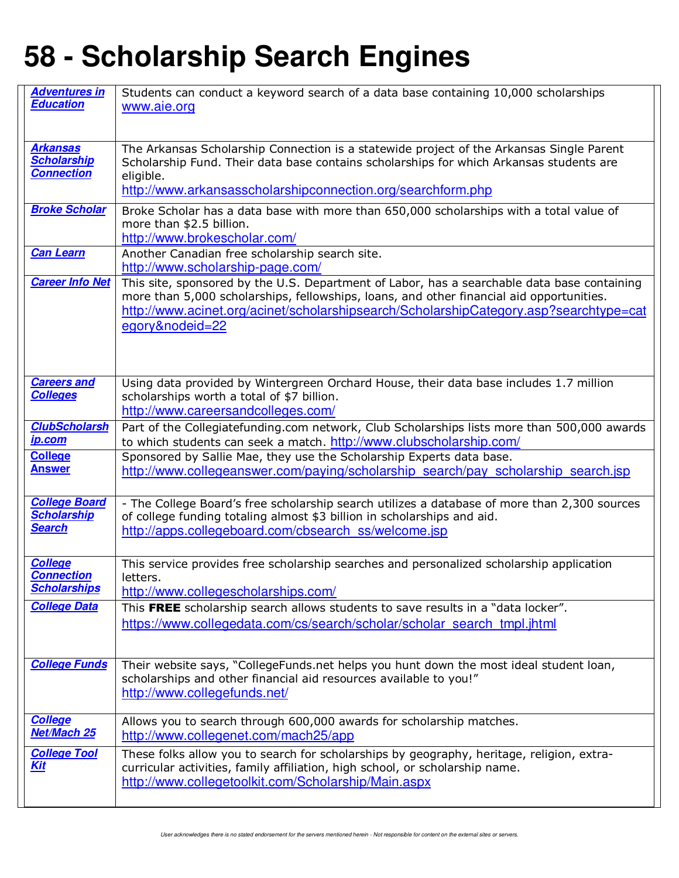# 58 - Scholarship Search Engines

| | |
|---|---|
| ***Adventures in Education*** | Students can conduct a keyword search of a data base containing 10,000 scholarships www.aie.org |
| ***Arkansas Scholarship Connection*** | The Arkansas Scholarship Connection is a statewide project of the Arkansas Single Parent Scholarship Fund. Their data base contains scholarships for which Arkansas students are eligible. http://www.arkansasscholarshipconnection.org/searchform.php |
| ***Broke Scholar*** | Broke Scholar has a data base with more than 650,000 scholarships with a total value of more than $2.5 billion. http://www.brokescholar.com/ |
| ***Can Learn*** | Another Canadian free scholarship search site. http://www.scholarship-page.com/ |
| ***Career Info Net*** | This site, sponsored by the U.S. Department of Labor, has a searchable data base containing more than 5,000 scholarships, fellowships, loans, and other financial aid opportunities. http://www.acinet.org/acinet/scholarshipsearch/ScholarshipCategory.asp?searchtype=category&nodeid=22 |
| ***Careers and Colleges*** | Using data provided by Wintergreen Orchard House, their data base includes 1.7 million scholarships worth a total of $7 billion. http://www.careersandcolleges.com/ |
| ***ClubScholarship.com*** | Part of the Collegiatefunding.com network, Club Scholarships lists more than 500,000 awards to which students can seek a match. http://www.clubscholarship.com/ |
| ***College Answer*** | Sponsored by Sallie Mae, they use the Scholarship Experts data base. http://www.collegeanswer.com/paying/scholarship_search/pay_scholarship_search.jsp |
| ***College Board Scholarship Search*** | - The College Board's free scholarship search utilizes a database of more than 2,300 sources of college funding totaling almost $3 billion in scholarships and aid. http://apps.collegeboard.com/cbsearch_ss/welcome.jsp |
| ***College Connection Scholarships*** | This service provides free scholarship searches and personalized scholarship application letters. http://www.collegescholarships.com/ |
| ***College Data*** | This **FREE** scholarship search allows students to save results in a "data locker". https://www.collegedata.com/cs/search/scholar/scholar_search_tmpl.jhtml |
| ***College Funds*** | Their website says, "CollegeFunds.net helps you hunt down the most ideal student loan, scholarships and other financial aid resources available to you!" http://www.collegefunds.net/ |
| ***College Net/Mach 25*** | Allows you to search through 600,000 awards for scholarship matches. http://www.collegenet.com/mach25/app |
| ***College Tool Kit*** | These folks allow you to search for scholarships by geography, heritage, religion, extra-curricular activities, family affiliation, high school, or scholarship name. http://www.collegetoolkit.com/Scholarship/Main.aspx |

*User acknowledges there is no stated endorsement for the servers mentioned herein - Not responsible for content on the external sites or servers.*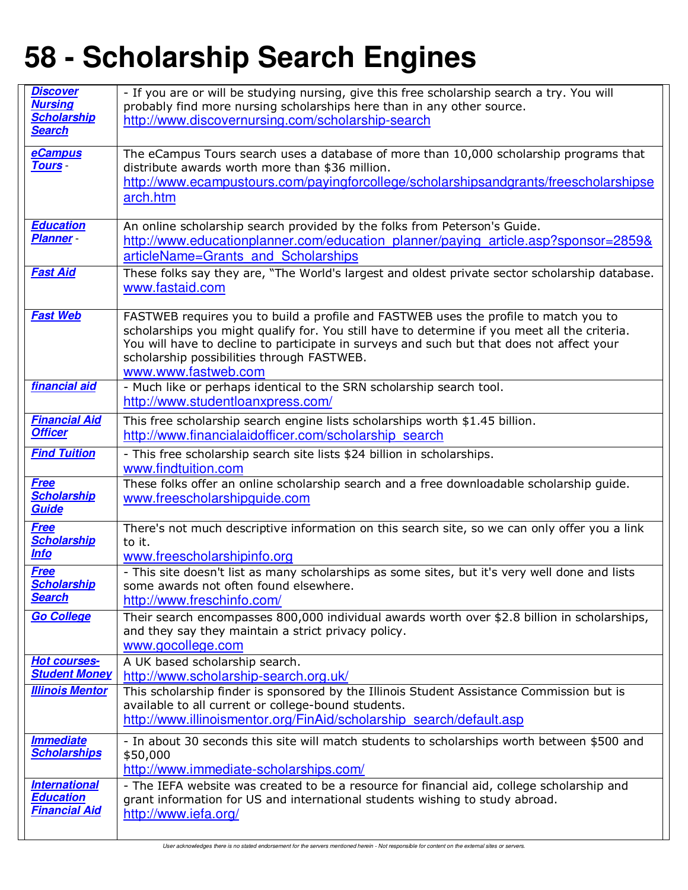# 58 - Scholarship Search Engines

| | |
|---|---|
| ***Discover Nursing Scholarship Search*** | - If you are or will be studying nursing, give this free scholarship search a try. You will probably find more nursing scholarships here than in any other source. http://www.discovernursing.com/scholarship-search |
| ***eCampus Tours*** - | The eCampus Tours search uses a database of more than 10,000 scholarship programs that distribute awards worth more than $36 million. http://www.ecampustours.com/payingforcollege/scholarshipsandgrants/freescholarshipsearch.htm |
| ***Education Planner*** - | An online scholarship search provided by the folks from Peterson's Guide. http://www.educationplanner.com/education_planner/paying_article.asp?sponsor=2859&articleName=Grants_and_Scholarships |
| ***Fast Aid*** | These folks say they are, "The World's largest and oldest private sector scholarship database. www.fastaid.com |
| ***Fast Web*** | FASTWEB requires you to build a profile and FASTWEB uses the profile to match you to scholarships you might qualify for. You still have to determine if you meet all the criteria. You will have to decline to participate in surveys and such but that does not affect your scholarship possibilities through FASTWEB. www.www.fastweb.com |
| ***financial aid*** | - Much like or perhaps identical to the SRN scholarship search tool. http://www.studentloanxpress.com/ |
| ***Financial Aid Officer*** | This free scholarship search engine lists scholarships worth $1.45 billion. http://www.financialaidofficer.com/scholarship_search |
| ***Find Tuition*** | - This free scholarship search site lists $24 billion in scholarships. www.findtuition.com |
| ***Free Scholarship Guide*** | These folks offer an online scholarship search and a free downloadable scholarship guide. www.freescholarshipguide.com |
| ***Free Scholarship Info*** | There's not much descriptive information on this search site, so we can only offer you a link to it. www.freescholarshipinfo.org |
| ***Free Scholarship Search*** | - This site doesn't list as many scholarships as some sites, but it's very well done and lists some awards not often found elsewhere. http://www.freschinfo.com/ |
| ***Go College*** | Their search encompasses 800,000 individual awards worth over $2.8 billion in scholarships, and they say they maintain a strict privacy policy. www.gocollege.com |
| ***Hot courses-Student Money*** | A UK based scholarship search. http://www.scholarship-search.org.uk/ |
| ***Illinois Mentor*** | This scholarship finder is sponsored by the Illinois Student Assistance Commission but is available to all current or college-bound students. http://www.illinoismentor.org/FinAid/scholarship_search/default.asp |
| ***Immediate Scholarships*** | - In about 30 seconds this site will match students to scholarships worth between $500 and $50,000 http://www.immediate-scholarships.com/ |
| ***International Education Financial Aid*** | - The IEFA website was created to be a resource for financial aid, college scholarship and grant information for US and international students wishing to study abroad. http://www.iefa.org/ |

User acknowledges there is no stated endorsement for the servers mentioned herein - Not responsible for content on the external sites or servers.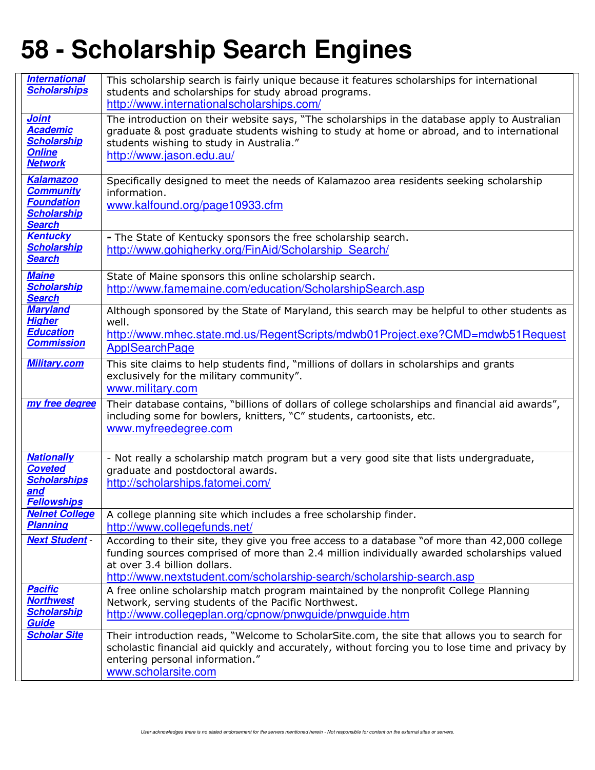# 58 - Scholarship Search Engines

| | |
|---|---|
| ***International Scholarships*** | This scholarship search is fairly unique because it features scholarships for international students and scholarships for study abroad programs. http://www.internationalscholarships.com/ |
| ***Joint Academic Scholarship Online Network*** | The introduction on their website says, "The scholarships in the database apply to Australian graduate & post graduate students wishing to study at home or abroad, and to international students wishing to study in Australia." http://www.jason.edu.au/ |
| ***Kalamazoo Community Foundation Scholarship Search*** | Specifically designed to meet the needs of Kalamazoo area residents seeking scholarship information. www.kalfound.org/page10933.cfm |
| ***Kentucky Scholarship Search*** | - The State of Kentucky sponsors the free scholarship search. http://www.gohigherky.org/FinAid/Scholarship_Search/ |
| ***Maine Scholarship Search*** | State of Maine sponsors this online scholarship search. http://www.famemaine.com/education/ScholarshipSearch.asp |
| ***Maryland Higher Education Commission*** | Although sponsored by the State of Maryland, this search may be helpful to other students as well. http://www.mhec.state.md.us/RegentScripts/mdwb01Project.exe?CMD=mdwb51RequestApplSearchPage |
| ***Military.com*** | This site claims to help students find, "millions of dollars in scholarships and grants exclusively for the military community". www.military.com |
| ***my free degree*** | Their database contains, "billions of dollars of college scholarships and financial aid awards", including some for bowlers, knitters, "C" students, cartoonists, etc. www.myfreedegree.com |
| ***Nationally Coveted Scholarships and Fellowships*** | - Not really a scholarship match program but a very good site that lists undergraduate, graduate and postdoctoral awards. http://scholarships.fatomei.com/ |
| ***Nelnet College Planning*** | A college planning site which includes a free scholarship finder. http://www.collegefunds.net/ |
| ***Next Student*** - | According to their site, they give you free access to a database "of more than 42,000 college funding sources comprised of more than 2.4 million individually awarded scholarships valued at over 3.4 billion dollars. http://www.nextstudent.com/scholarship-search/scholarship-search.asp |
| ***Pacific Northwest Scholarship Guide*** | A free online scholarship match program maintained by the nonprofit College Planning Network, serving students of the Pacific Northwest. http://www.collegeplan.org/cpnow/pnwguide/pnwguide.htm |
| ***Scholar Site*** | Their introduction reads, "Welcome to ScholarSite.com, the site that allows you to search for scholastic financial aid quickly and accurately, without forcing you to lose time and privacy by entering personal information." www.scholarsite.com |

*User acknowledges there is no stated endorsement for the servers mentioned herein - Not responsible for content on the external sites or servers.*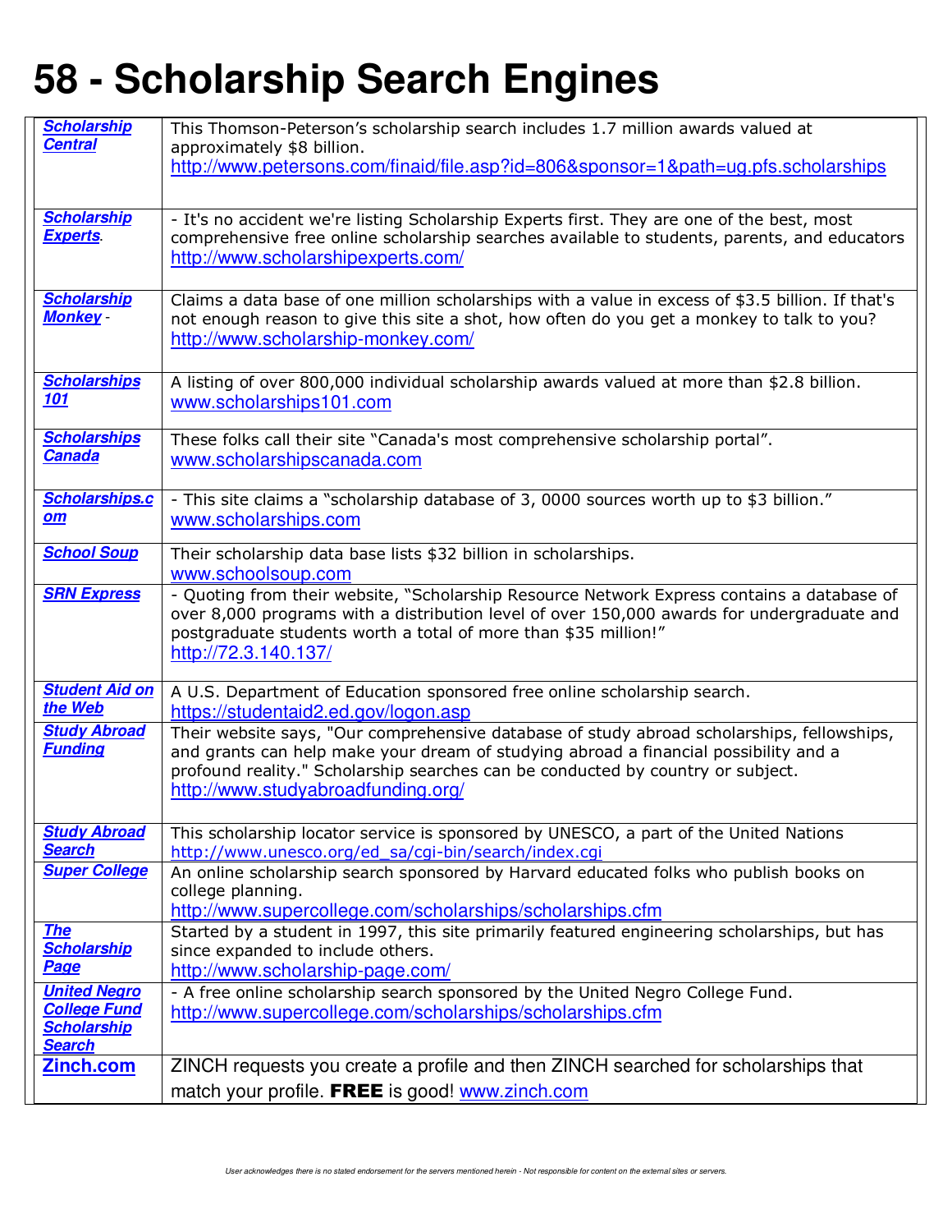# 58 - Scholarship Search Engines

| | |
|---|---|
| ***Scholarship Central*** | This Thomson-Peterson's scholarship search includes 1.7 million awards valued at approximately $8 billion. http://www.petersons.com/finaid/file.asp?id=806&sponsor=1&path=ug.pfs.scholarships |
| ***Scholarship Experts*.** | - It's no accident we're listing Scholarship Experts first. They are one of the best, most comprehensive free online scholarship searches available to students, parents, and educators http://www.scholarshipexperts.com/ |
| ***Scholarship Monkey*** - | Claims a data base of one million scholarships with a value in excess of $3.5 billion. If that's not enough reason to give this site a shot, how often do you get a monkey to talk to you? http://www.scholarship-monkey.com/ |
| ***Scholarships 101*** | A listing of over 800,000 individual scholarship awards valued at more than $2.8 billion. www.scholarships101.com |
| ***Scholarships Canada*** | These folks call their site "Canada's most comprehensive scholarship portal". www.scholarshipscanada.com |
| ***Scholarships.com*** | - This site claims a "scholarship database of 3, 0000 sources worth up to $3 billion." www.scholarships.com |
| ***School Soup*** | Their scholarship data base lists $32 billion in scholarships. www.schoolsoup.com |
| ***SRN Express*** | - Quoting from their website, "Scholarship Resource Network Express contains a database of over 8,000 programs with a distribution level of over 150,000 awards for undergraduate and postgraduate students worth a total of more than $35 million!" http://72.3.140.137/ |
| ***Student Aid on the Web*** | A U.S. Department of Education sponsored free online scholarship search. https://studentaid2.ed.gov/logon.asp |
| ***Study Abroad Funding*** | Their website says, "Our comprehensive database of study abroad scholarships, fellowships, and grants can help make your dream of studying abroad a financial possibility and a profound reality." Scholarship searches can be conducted by country or subject. http://www.studyabroadfunding.org/ |
| ***Study Abroad Search*** | This scholarship locator service is sponsored by UNESCO, a part of the United Nations http://www.unesco.org/ed_sa/cgi-bin/search/index.cgi |
| ***Super College*** | An online scholarship search sponsored by Harvard educated folks who publish books on college planning. http://www.supercollege.com/scholarships/scholarships.cfm |
| ***The Scholarship Page*** | Started by a student in 1997, this site primarily featured engineering scholarships, but has since expanded to include others. http://www.scholarship-page.com/ |
| ***United Negro College Fund Scholarship Search*** | - A free online scholarship search sponsored by the United Negro College Fund. http://www.supercollege.com/scholarships/scholarships.cfm |
| **Zinch.com** | ZINCH requests you create a profile and then ZINCH searched for scholarships that match your profile. **FREE** is good! www.zinch.com |

User acknowledges there is no stated endorsement for the servers mentioned herein - Not responsible for content on the external sites or servers.